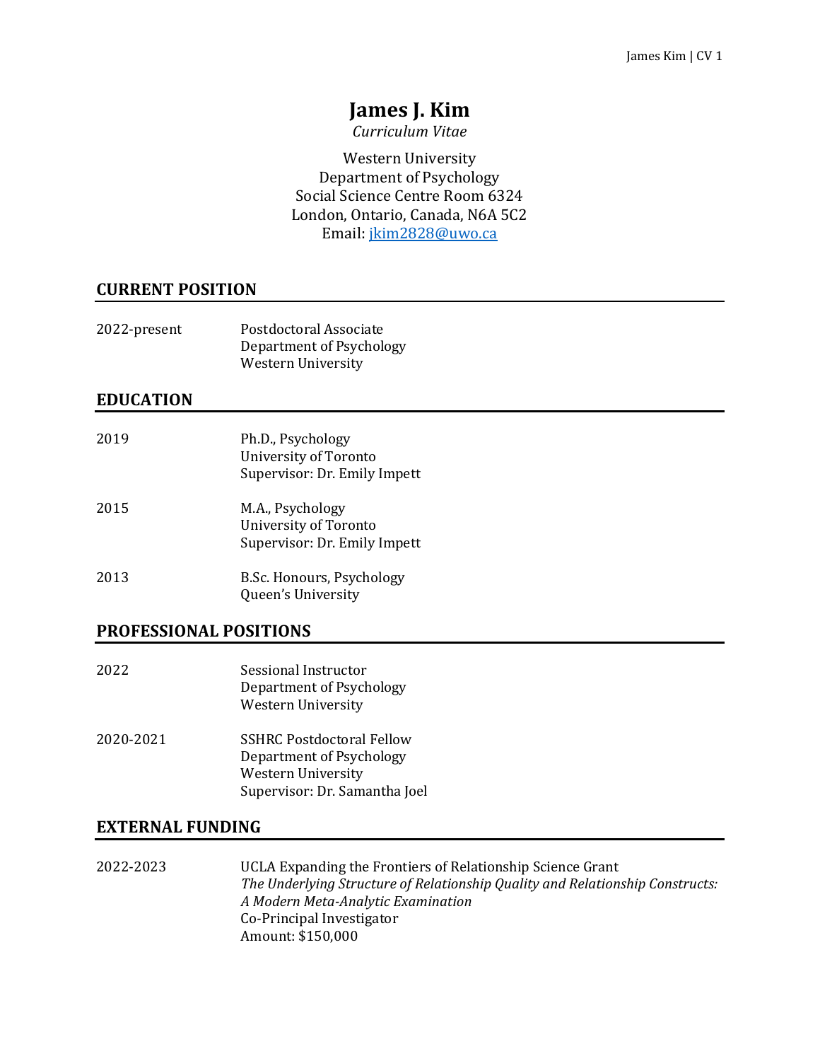# James J. Kim

*Curriculum Vitae*

Western University
Department of Psychology
Social Science Centre Room 6324
London, Ontario, Canada, N6A 5C2
Email: jkim2828@uwo.ca

## CURRENT POSITION

2022-present — Postdoctoral Associate
Department of Psychology
Western University

## EDUCATION

2019 — Ph.D., Psychology
University of Toronto
Supervisor: Dr. Emily Impett

2015 — M.A., Psychology
University of Toronto
Supervisor: Dr. Emily Impett

2013 — B.Sc. Honours, Psychology
Queen's University

## PROFESSIONAL POSITIONS

2022 — Sessional Instructor
Department of Psychology
Western University

2020-2021 — SSHRC Postdoctoral Fellow
Department of Psychology
Western University
Supervisor: Dr. Samantha Joel

## EXTERNAL FUNDING

2022-2023 — UCLA Expanding the Frontiers of Relationship Science Grant
*The Underlying Structure of Relationship Quality and Relationship Constructs: A Modern Meta-Analytic Examination*
Co-Principal Investigator
Amount: $150,000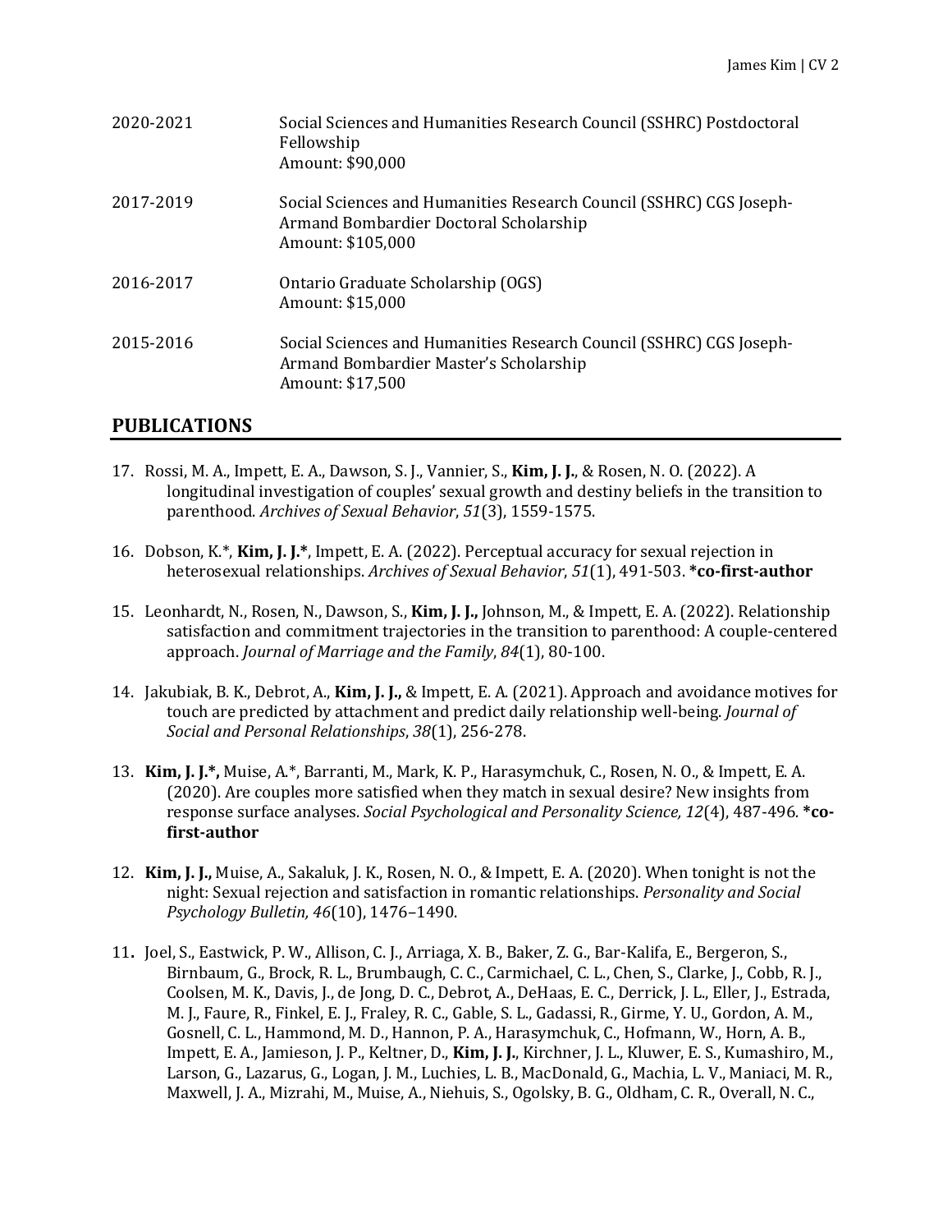| | |
|---|---|
| 2020-2021 | Social Sciences and Humanities Research Council (SSHRC) Postdoctoral Fellowship<br>Amount: $90,000 |
| 2017-2019 | Social Sciences and Humanities Research Council (SSHRC) CGS Joseph-Armand Bombardier Doctoral Scholarship<br>Amount: $105,000 |
| 2016-2017 | Ontario Graduate Scholarship (OGS)<br>Amount: $15,000 |
| 2015-2016 | Social Sciences and Humanities Research Council (SSHRC) CGS Joseph-Armand Bombardier Master's Scholarship<br>Amount: $17,500 |

## PUBLICATIONS

17. Rossi, M. A., Impett, E. A., Dawson, S. J., Vannier, S., **Kim, J. J.**, & Rosen, N. O. (2022). A longitudinal investigation of couples' sexual growth and destiny beliefs in the transition to parenthood. *Archives of Sexual Behavior*, *51*(3), 1559-1575.

16. Dobson, K.*, **Kim, J. J.***, Impett, E. A. (2022). Perceptual accuracy for sexual rejection in heterosexual relationships. *Archives of Sexual Behavior*, *51*(1), 491-503. ***co-first-author**

15. Leonhardt, N., Rosen, N., Dawson, S., **Kim, J. J.,** Johnson, M., & Impett, E. A. (2022). Relationship satisfaction and commitment trajectories in the transition to parenthood: A couple-centered approach. *Journal of Marriage and the Family*, *84*(1), 80-100.

14. Jakubiak, B. K., Debrot, A., **Kim, J. J.,** & Impett, E. A. (2021). Approach and avoidance motives for touch are predicted by attachment and predict daily relationship well-being. *Journal of Social and Personal Relationships*, *38*(1), 256-278.

13. **Kim, J. J.*,** Muise, A.*, Barranti, M., Mark, K. P., Harasymchuk, C., Rosen, N. O., & Impett, E. A. (2020). Are couples more satisfied when they match in sexual desire? New insights from response surface analyses. *Social Psychological and Personality Science, 12*(4), 487-496. ***co-first-author**

12. **Kim, J. J.,** Muise, A., Sakaluk, J. K., Rosen, N. O., & Impett, E. A. (2020). When tonight is not the night: Sexual rejection and satisfaction in romantic relationships. *Personality and Social Psychology Bulletin, 46*(10), 1476–1490.

11. Joel, S., Eastwick, P. W., Allison, C. J., Arriaga, X. B., Baker, Z. G., Bar-Kalifa, E., Bergeron, S., Birnbaum, G., Brock, R. L., Brumbaugh, C. C., Carmichael, C. L., Chen, S., Clarke, J., Cobb, R. J., Coolsen, M. K., Davis, J., de Jong, D. C., Debrot, A., DeHaas, E. C., Derrick, J. L., Eller, J., Estrada, M. J., Faure, R., Finkel, E. J., Fraley, R. C., Gable, S. L., Gadassi, R., Girme, Y. U., Gordon, A. M., Gosnell, C. L., Hammond, M. D., Hannon, P. A., Harasymchuk, C., Hofmann, W., Horn, A. B., Impett, E. A., Jamieson, J. P., Keltner, D., **Kim, J. J.**, Kirchner, J. L., Kluwer, E. S., Kumashiro, M., Larson, G., Lazarus, G., Logan, J. M., Luchies, L. B., MacDonald, G., Machia, L. V., Maniaci, M. R., Maxwell, J. A., Mizrahi, M., Muise, A., Niehuis, S., Ogolsky, B. G., Oldham, C. R., Overall, N. C.,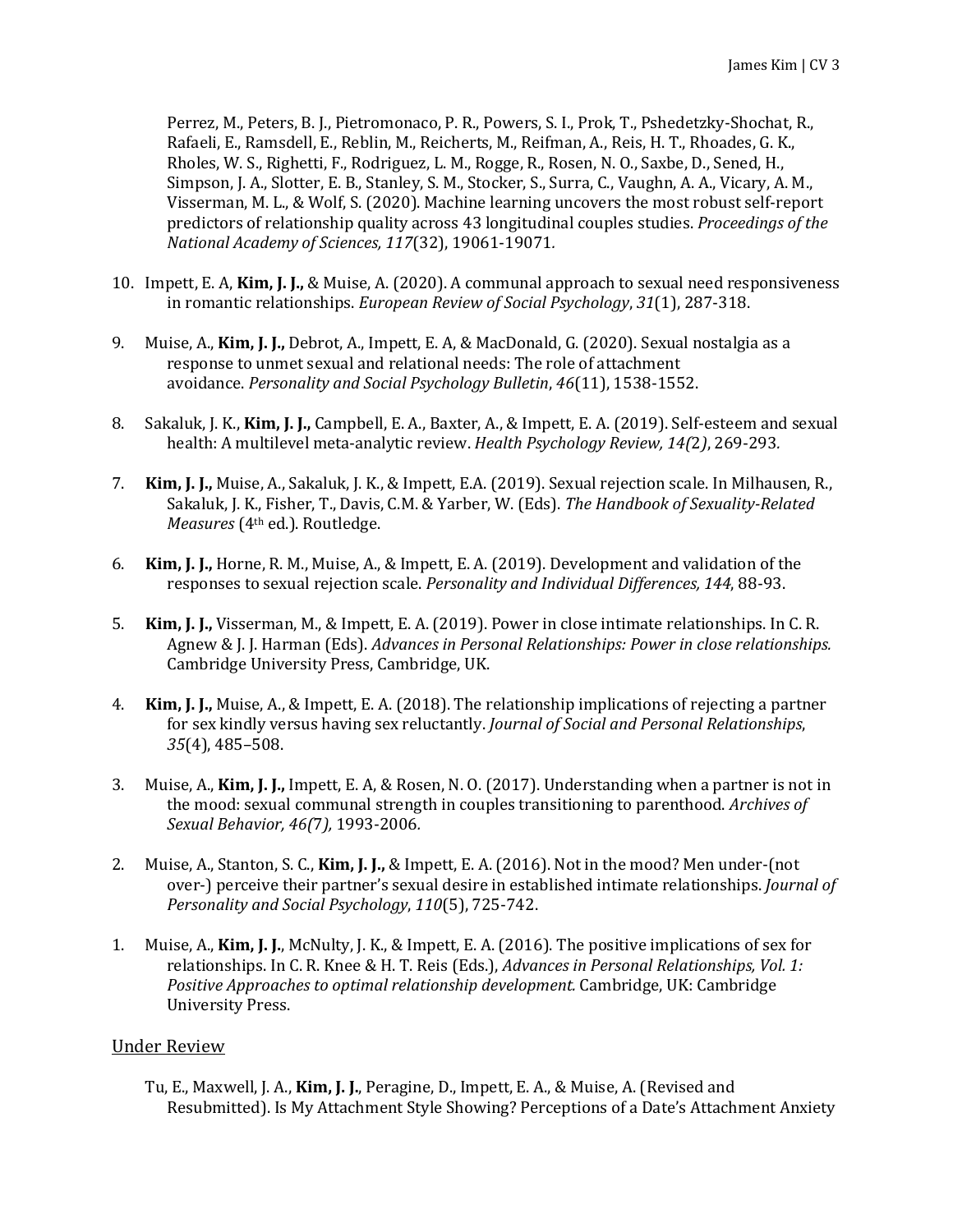Perrez, M., Peters, B. J., Pietromonaco, P. R., Powers, S. I., Prok, T., Pshedetzky-Shochat, R., Rafaeli, E., Ramsdell, E., Reblin, M., Reicherts, M., Reifman, A., Reis, H. T., Rhoades, G. K., Rholes, W. S., Righetti, F., Rodriguez, L. M., Rogge, R., Rosen, N. O., Saxbe, D., Sened, H., Simpson, J. A., Slotter, E. B., Stanley, S. M., Stocker, S., Surra, C., Vaughn, A. A., Vicary, A. M., Visserman, M. L., & Wolf, S. (2020). Machine learning uncovers the most robust self-report predictors of relationship quality across 43 longitudinal couples studies. *Proceedings of the National Academy of Sciences, 117*(32), 19061-19071.

10. Impett, E. A, **Kim, J. J.,** & Muise, A. (2020). A communal approach to sexual need responsiveness in romantic relationships. *European Review of Social Psychology*, *31*(1), 287-318.

9. Muise, A., **Kim, J. J.,** Debrot, A., Impett, E. A, & MacDonald, G. (2020). Sexual nostalgia as a response to unmet sexual and relational needs: The role of attachment avoidance. *Personality and Social Psychology Bulletin*, *46*(11), 1538-1552.

8. Sakaluk, J. K., **Kim, J. J.,** Campbell, E. A., Baxter, A., & Impett, E. A. (2019). Self-esteem and sexual health: A multilevel meta-analytic review. *Health Psychology Review, 14(*2*)*, 269-293.

7. **Kim, J. J.,** Muise, A., Sakaluk, J. K., & Impett, E.A. (2019). Sexual rejection scale. In Milhausen, R., Sakaluk, J. K., Fisher, T., Davis, C.M. & Yarber, W. (Eds). *The Handbook of Sexuality-Related Measures* (4th ed.). Routledge.

6. **Kim, J. J.,** Horne, R. M., Muise, A., & Impett, E. A. (2019). Development and validation of the responses to sexual rejection scale. *Personality and Individual Differences, 144*, 88-93.

5. **Kim, J. J.,** Visserman, M., & Impett, E. A. (2019). Power in close intimate relationships. In C. R. Agnew & J. J. Harman (Eds). *Advances in Personal Relationships: Power in close relationships.* Cambridge University Press, Cambridge, UK.

4. **Kim, J. J.,** Muise, A., & Impett, E. A. (2018). The relationship implications of rejecting a partner for sex kindly versus having sex reluctantly. *Journal of Social and Personal Relationships*, *35*(4), 485–508.

3. Muise, A., **Kim, J. J.,** Impett, E. A, & Rosen, N. O. (2017). Understanding when a partner is not in the mood: sexual communal strength in couples transitioning to parenthood. *Archives of Sexual Behavior, 46(*7*),* 1993-2006.

2. Muise, A., Stanton, S. C., **Kim, J. J.,** & Impett, E. A. (2016). Not in the mood? Men under-(not over-) perceive their partner's sexual desire in established intimate relationships. *Journal of Personality and Social Psychology*, *110*(5), 725-742.

1. Muise, A., **Kim, J. J.**, McNulty, J. K., & Impett, E. A. (2016). The positive implications of sex for relationships. In C. R. Knee & H. T. Reis (Eds.), *Advances in Personal Relationships, Vol. 1: Positive Approaches to optimal relationship development.* Cambridge, UK: Cambridge University Press.

## Under Review

Tu, E., Maxwell, J. A., **Kim, J. J.**, Peragine, D., Impett, E. A., & Muise, A. (Revised and Resubmitted). Is My Attachment Style Showing? Perceptions of a Date's Attachment Anxiety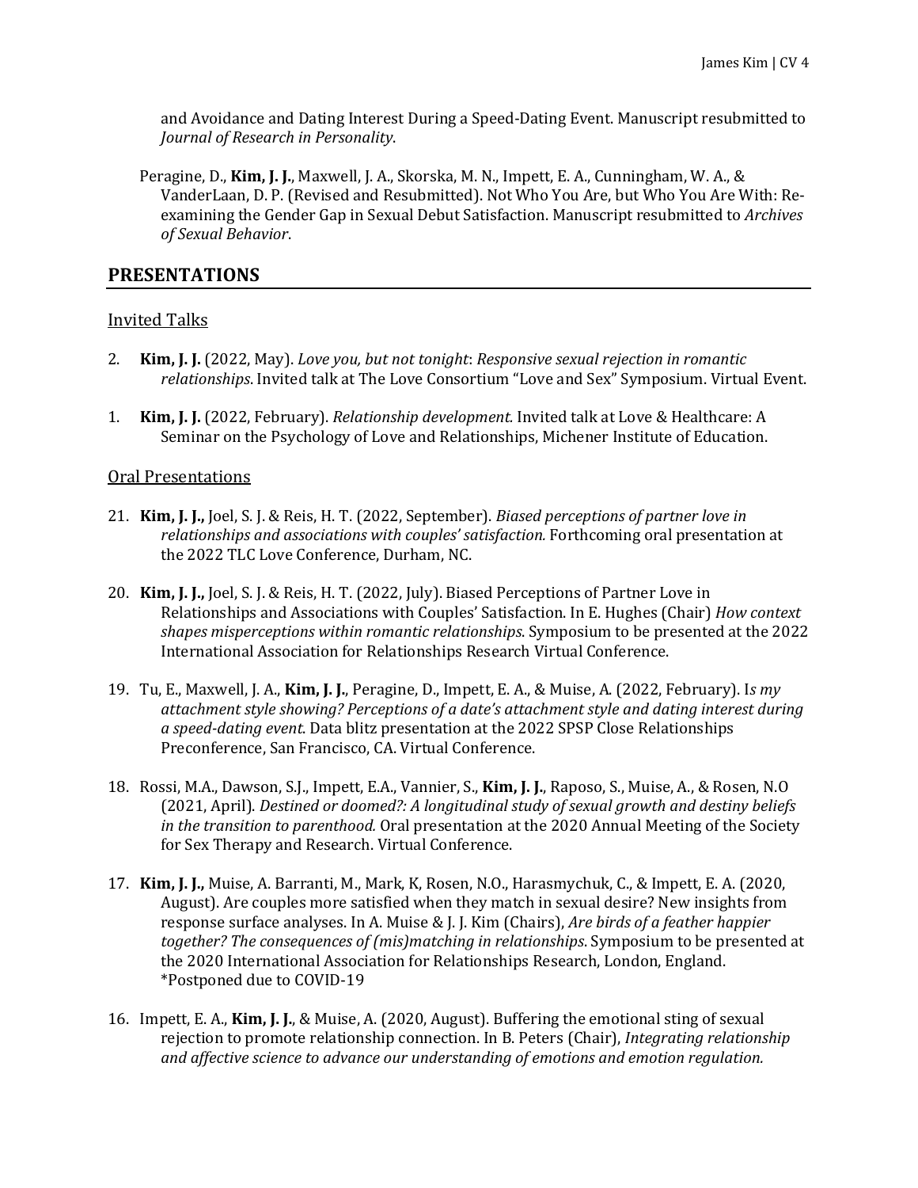and Avoidance and Dating Interest During a Speed-Dating Event. Manuscript resubmitted to *Journal of Research in Personality*.

Peragine, D., **Kim, J. J.**, Maxwell, J. A., Skorska, M. N., Impett, E. A., Cunningham, W. A., & VanderLaan, D. P. (Revised and Resubmitted). Not Who You Are, but Who You Are With: Re-examining the Gender Gap in Sexual Debut Satisfaction. Manuscript resubmitted to *Archives of Sexual Behavior*.

## PRESENTATIONS

### Invited Talks

2. **Kim, J. J.** (2022, May). *Love you, but not tonight*: *Responsive sexual rejection in romantic relationships*. Invited talk at The Love Consortium "Love and Sex" Symposium. Virtual Event.

1. **Kim, J. J.** (2022, February). *Relationship development.* Invited talk at Love & Healthcare: A Seminar on the Psychology of Love and Relationships, Michener Institute of Education.

### Oral Presentations

21. **Kim, J. J.,** Joel, S. J. & Reis, H. T. (2022, September). *Biased perceptions of partner love in relationships and associations with couples' satisfaction.* Forthcoming oral presentation at the 2022 TLC Love Conference, Durham, NC.

20. **Kim, J. J.,** Joel, S. J. & Reis, H. T. (2022, July). Biased Perceptions of Partner Love in Relationships and Associations with Couples' Satisfaction. In E. Hughes (Chair) *How context shapes misperceptions within romantic relationships*. Symposium to be presented at the 2022 International Association for Relationships Research Virtual Conference.

19. Tu, E., Maxwell, J. A., **Kim, J. J.**, Peragine, D., Impett, E. A., & Muise, A. (2022, February). I*s my attachment style showing? Perceptions of a date's attachment style and dating interest during a speed-dating event*. Data blitz presentation at the 2022 SPSP Close Relationships Preconference, San Francisco, CA. Virtual Conference.

18. Rossi, M.A., Dawson, S.J., Impett, E.A., Vannier, S., **Kim, J. J.**, Raposo, S., Muise, A., & Rosen, N.O (2021, April). *Destined or doomed?: A longitudinal study of sexual growth and destiny beliefs in the transition to parenthood.* Oral presentation at the 2020 Annual Meeting of the Society for Sex Therapy and Research. Virtual Conference.

17. **Kim, J. J.,** Muise, A. Barranti, M., Mark, K, Rosen, N.O., Harasmychuk, C., & Impett, E. A. (2020, August). Are couples more satisfied when they match in sexual desire? New insights from response surface analyses. In A. Muise & J. J. Kim (Chairs), *Are birds of a feather happier together? The consequences of (mis)matching in relationships*. Symposium to be presented at the 2020 International Association for Relationships Research, London, England. *Postponed due to COVID-19

16. Impett, E. A., **Kim, J. J.**, & Muise, A. (2020, August). Buffering the emotional sting of sexual rejection to promote relationship connection. In B. Peters (Chair), *Integrating relationship and affective science to advance our understanding of emotions and emotion regulation.*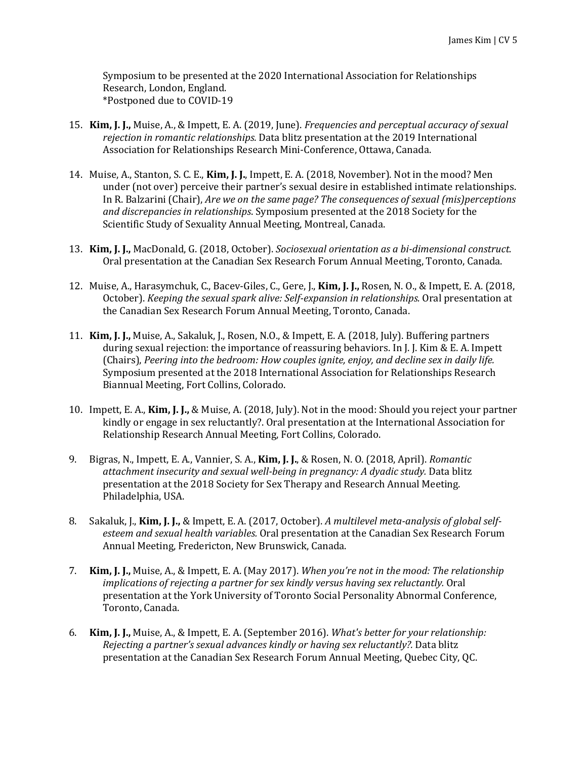Symposium to be presented at the 2020 International Association for Relationships Research, London, England.
*Postponed due to COVID-19

15. **Kim, J. J.,** Muise, A., & Impett, E. A. (2019, June). *Frequencies and perceptual accuracy of sexual rejection in romantic relationships.* Data blitz presentation at the 2019 International Association for Relationships Research Mini-Conference, Ottawa, Canada.

14. Muise, A., Stanton, S. C. E., **Kim, J. J.**, Impett, E. A. (2018, November). Not in the mood? Men under (not over) perceive their partner's sexual desire in established intimate relationships. In R. Balzarini (Chair), *Are we on the same page? The consequences of sexual (mis)perceptions and discrepancies in relationships*. Symposium presented at the 2018 Society for the Scientific Study of Sexuality Annual Meeting, Montreal, Canada.

13. **Kim, J. J.,** MacDonald, G. (2018, October). *Sociosexual orientation as a bi-dimensional construct.* Oral presentation at the Canadian Sex Research Forum Annual Meeting, Toronto, Canada.

12. Muise, A., Harasymchuk, C., Bacev-Giles, C., Gere, J., **Kim, J. J.,** Rosen, N. O., & Impett, E. A. (2018, October). *Keeping the sexual spark alive: Self-expansion in relationships.* Oral presentation at the Canadian Sex Research Forum Annual Meeting, Toronto, Canada.

11. **Kim, J. J.,** Muise, A., Sakaluk, J., Rosen, N.O., & Impett, E. A. (2018, July). Buffering partners during sexual rejection: the importance of reassuring behaviors. In J. J. Kim & E. A. Impett (Chairs), *Peering into the bedroom: How couples ignite, enjoy, and decline sex in daily life.* Symposium presented at the 2018 International Association for Relationships Research Biannual Meeting, Fort Collins, Colorado.

10. Impett, E. A., **Kim, J. J.,** & Muise, A. (2018, July). Not in the mood: Should you reject your partner kindly or engage in sex reluctantly?. Oral presentation at the International Association for Relationship Research Annual Meeting, Fort Collins, Colorado.

9. Bigras, N., Impett, E. A., Vannier, S. A., **Kim, J. J.**, & Rosen, N. O. (2018, April). *Romantic attachment insecurity and sexual well-being in pregnancy: A dyadic study.* Data blitz presentation at the 2018 Society for Sex Therapy and Research Annual Meeting. Philadelphia, USA.

8. Sakaluk, J., **Kim, J. J.,** & Impett, E. A. (2017, October). *A multilevel meta-analysis of global self-esteem and sexual health variables.* Oral presentation at the Canadian Sex Research Forum Annual Meeting, Fredericton, New Brunswick, Canada.

7. **Kim, J. J.,** Muise, A., & Impett, E. A. (May 2017). *When you're not in the mood: The relationship implications of rejecting a partner for sex kindly versus having sex reluctantly.* Oral presentation at the York University of Toronto Social Personality Abnormal Conference, Toronto, Canada.

6. **Kim, J. J.,** Muise, A., & Impett, E. A. (September 2016). *What's better for your relationship: Rejecting a partner's sexual advances kindly or having sex reluctantly?.* Data blitz presentation at the Canadian Sex Research Forum Annual Meeting, Quebec City, QC.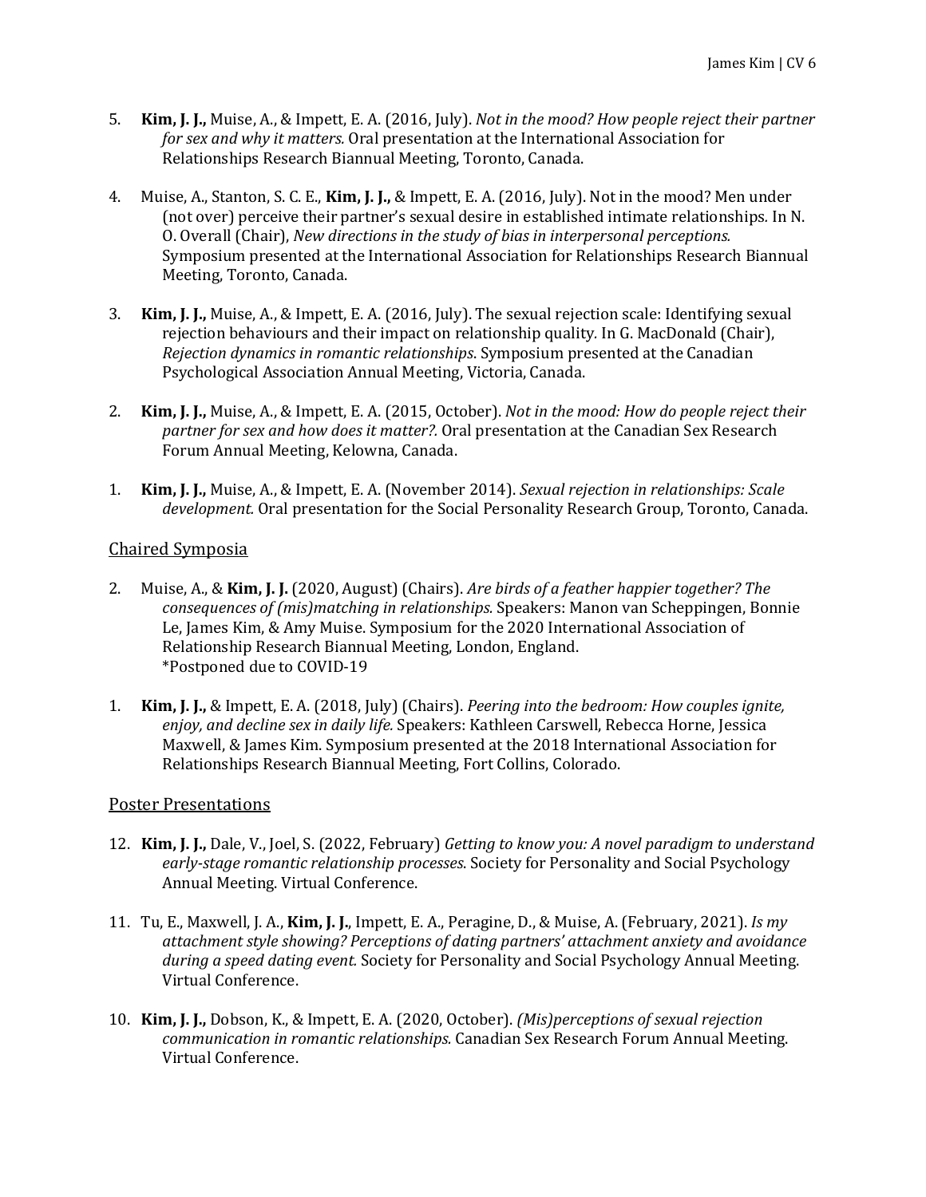5. **Kim, J. J.,** Muise, A., & Impett, E. A. (2016, July). *Not in the mood? How people reject their partner for sex and why it matters.* Oral presentation at the International Association for Relationships Research Biannual Meeting, Toronto, Canada.

4. Muise, A., Stanton, S. C. E., **Kim, J. J.,** & Impett, E. A. (2016, July). Not in the mood? Men under (not over) perceive their partner's sexual desire in established intimate relationships. In N. O. Overall (Chair), *New directions in the study of bias in interpersonal perceptions.* Symposium presented at the International Association for Relationships Research Biannual Meeting, Toronto, Canada.

3. **Kim, J. J.,** Muise, A., & Impett, E. A. (2016, July). The sexual rejection scale: Identifying sexual rejection behaviours and their impact on relationship quality. In G. MacDonald (Chair), *Rejection dynamics in romantic relationships*. Symposium presented at the Canadian Psychological Association Annual Meeting, Victoria, Canada.

2. **Kim, J. J.,** Muise, A., & Impett, E. A. (2015, October). *Not in the mood: How do people reject their partner for sex and how does it matter?.* Oral presentation at the Canadian Sex Research Forum Annual Meeting, Kelowna, Canada.

1. **Kim, J. J.,** Muise, A., & Impett, E. A. (November 2014). *Sexual rejection in relationships: Scale development.* Oral presentation for the Social Personality Research Group, Toronto, Canada.

## Chaired Symposia

2. Muise, A., & **Kim, J. J.** (2020, August) (Chairs). *Are birds of a feather happier together? The consequences of (mis)matching in relationships.* Speakers: Manon van Scheppingen, Bonnie Le, James Kim, & Amy Muise. Symposium for the 2020 International Association of Relationship Research Biannual Meeting, London, England.
   *Postponed due to COVID-19

1. **Kim, J. J.,** & Impett, E. A. (2018, July) (Chairs). *Peering into the bedroom: How couples ignite, enjoy, and decline sex in daily life.* Speakers: Kathleen Carswell, Rebecca Horne, Jessica Maxwell, & James Kim. Symposium presented at the 2018 International Association for Relationships Research Biannual Meeting, Fort Collins, Colorado.

## Poster Presentations

12. **Kim, J. J.,** Dale, V., Joel, S. (2022, February) *Getting to know you: A novel paradigm to understand early-stage romantic relationship processes*. Society for Personality and Social Psychology Annual Meeting. Virtual Conference.

11. Tu, E., Maxwell, J. A., **Kim, J. J.**, Impett, E. A., Peragine, D., & Muise, A. (February, 2021). *Is my attachment style showing? Perceptions of dating partners' attachment anxiety and avoidance during a speed dating event.* Society for Personality and Social Psychology Annual Meeting. Virtual Conference.

10. **Kim, J. J.,** Dobson, K., & Impett, E. A. (2020, October). *(Mis)perceptions of sexual rejection communication in romantic relationships.* Canadian Sex Research Forum Annual Meeting. Virtual Conference.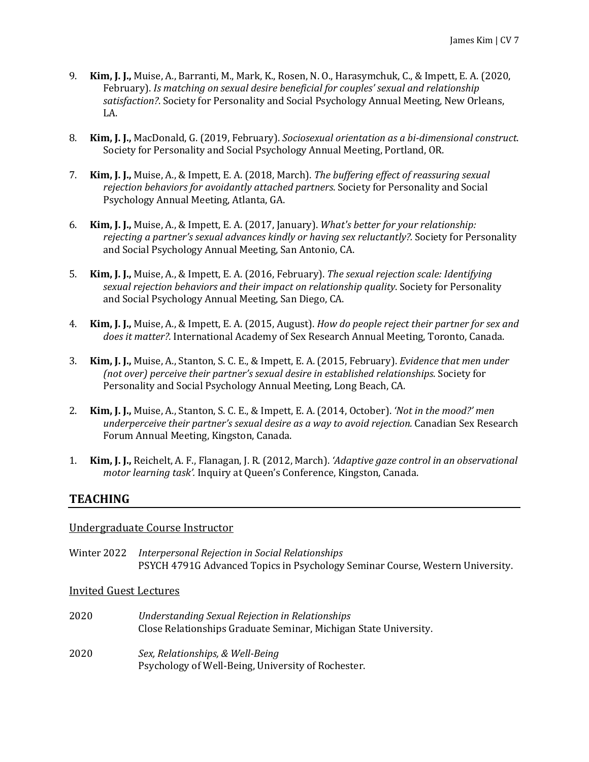9. **Kim, J. J.,** Muise, A., Barranti, M., Mark, K., Rosen, N. O., Harasymchuk, C., & Impett, E. A. (2020, February). *Is matching on sexual desire beneficial for couples' sexual and relationship satisfaction?*. Society for Personality and Social Psychology Annual Meeting, New Orleans, LA.

8. **Kim, J. J.,** MacDonald, G. (2019, February). *Sociosexual orientation as a bi-dimensional construct*. Society for Personality and Social Psychology Annual Meeting, Portland, OR.

7. **Kim, J. J.,** Muise, A., & Impett, E. A. (2018, March). *The buffering effect of reassuring sexual rejection behaviors for avoidantly attached partners*. Society for Personality and Social Psychology Annual Meeting, Atlanta, GA.

6. **Kim, J. J.,** Muise, A., & Impett, E. A. (2017, January). *What's better for your relationship: rejecting a partner's sexual advances kindly or having sex reluctantly?.* Society for Personality and Social Psychology Annual Meeting, San Antonio, CA.

5. **Kim, J. J.,** Muise, A., & Impett, E. A. (2016, February). *The sexual rejection scale: Identifying sexual rejection behaviors and their impact on relationship quality*. Society for Personality and Social Psychology Annual Meeting, San Diego, CA.

4. **Kim, J. J.,** Muise, A., & Impett, E. A. (2015, August). *How do people reject their partner for sex and does it matter?.* International Academy of Sex Research Annual Meeting, Toronto, Canada.

3. **Kim, J. J.,** Muise, A., Stanton, S. C. E., & Impett, E. A. (2015, February). *Evidence that men under (not over) perceive their partner's sexual desire in established relationships*. Society for Personality and Social Psychology Annual Meeting, Long Beach, CA.

2. **Kim, J. J.,** Muise, A., Stanton, S. C. E., & Impett, E. A. (2014, October). *'Not in the mood?' men underperceive their partner's sexual desire as a way to avoid rejection.* Canadian Sex Research Forum Annual Meeting, Kingston, Canada.

1. **Kim, J. J.,** Reichelt, A. F., Flanagan, J. R. (2012, March). *'Adaptive gaze control in an observational motor learning task'.* Inquiry at Queen's Conference, Kingston, Canada.

## TEACHING

Undergraduate Course Instructor

Winter 2022 *Interpersonal Rejection in Social Relationships*
PSYCH 4791G Advanced Topics in Psychology Seminar Course, Western University.

Invited Guest Lectures

2020 *Understanding Sexual Rejection in Relationships*
Close Relationships Graduate Seminar, Michigan State University.

2020 *Sex, Relationships, & Well-Being*
Psychology of Well-Being, University of Rochester.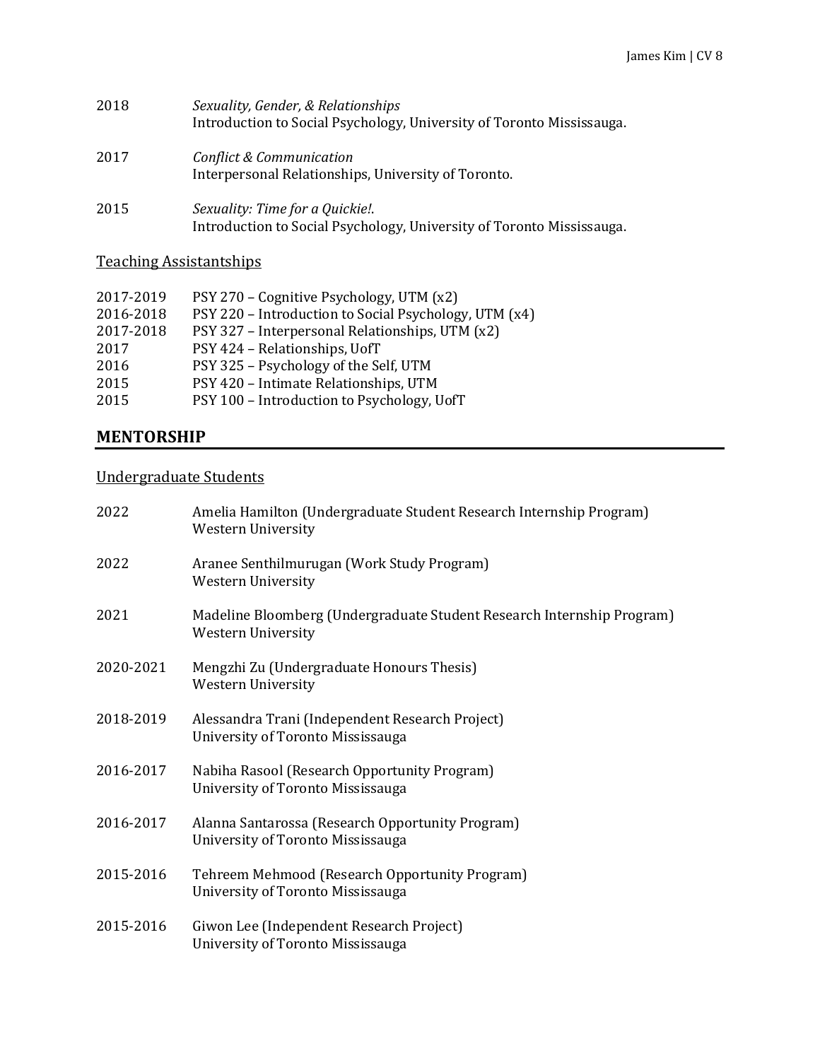2018 *Sexuality, Gender, & Relationships*
Introduction to Social Psychology, University of Toronto Mississauga.

2017 *Conflict & Communication*
Interpersonal Relationships, University of Toronto.

2015 *Sexuality: Time for a Quickie!*.
Introduction to Social Psychology, University of Toronto Mississauga.

### Teaching Assistantships

2017-2019 PSY 270 – Cognitive Psychology, UTM (x2)
2016-2018 PSY 220 – Introduction to Social Psychology, UTM (x4)
2017-2018 PSY 327 – Interpersonal Relationships, UTM (x2)
2017 PSY 424 – Relationships, UofT
2016 PSY 325 – Psychology of the Self, UTM
2015 PSY 420 – Intimate Relationships, UTM
2015 PSY 100 – Introduction to Psychology, UofT

## MENTORSHIP

### Undergraduate Students

2022 Amelia Hamilton (Undergraduate Student Research Internship Program)
Western University

2022 Aranee Senthilmurugan (Work Study Program)
Western University

2021 Madeline Bloomberg (Undergraduate Student Research Internship Program)
Western University

2020-2021 Mengzhi Zu (Undergraduate Honours Thesis)
Western University

2018-2019 Alessandra Trani (Independent Research Project)
University of Toronto Mississauga

2016-2017 Nabiha Rasool (Research Opportunity Program)
University of Toronto Mississauga

2016-2017 Alanna Santarossa (Research Opportunity Program)
University of Toronto Mississauga

2015-2016 Tehreem Mehmood (Research Opportunity Program)
University of Toronto Mississauga

2015-2016 Giwon Lee (Independent Research Project)
University of Toronto Mississauga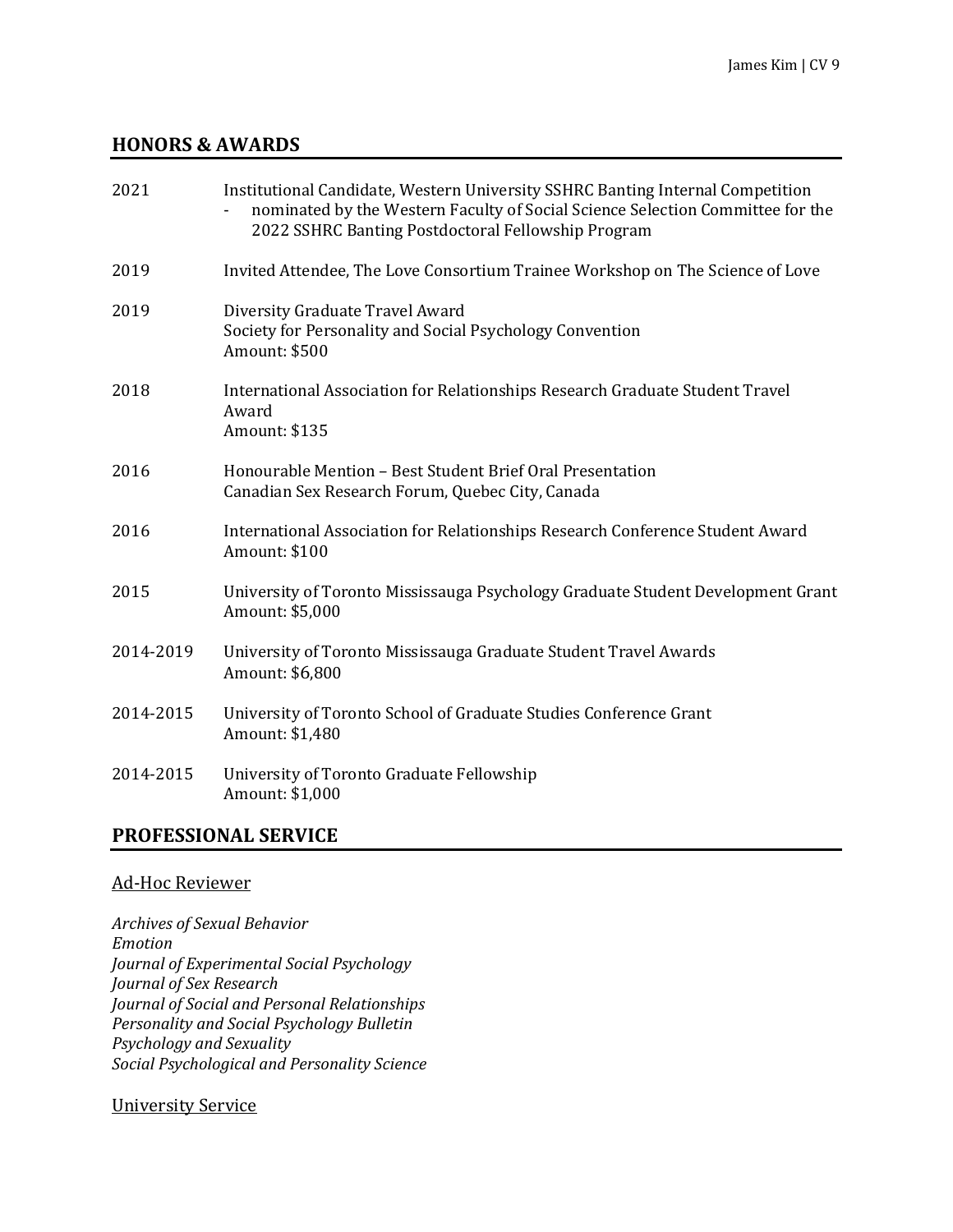## HONORS & AWARDS

2021 Institutional Candidate, Western University SSHRC Banting Internal Competition
- nominated by the Western Faculty of Social Science Selection Committee for the 2022 SSHRC Banting Postdoctoral Fellowship Program

2019 Invited Attendee, The Love Consortium Trainee Workshop on The Science of Love

2019 Diversity Graduate Travel Award
Society for Personality and Social Psychology Convention
Amount: $500

2018 International Association for Relationships Research Graduate Student Travel Award
Amount: $135

2016 Honourable Mention – Best Student Brief Oral Presentation
Canadian Sex Research Forum, Quebec City, Canada

2016 International Association for Relationships Research Conference Student Award
Amount: $100

2015 University of Toronto Mississauga Psychology Graduate Student Development Grant
Amount: $5,000

2014-2019 University of Toronto Mississauga Graduate Student Travel Awards
Amount: $6,800

2014-2015 University of Toronto School of Graduate Studies Conference Grant
Amount: $1,480

2014-2015 University of Toronto Graduate Fellowship
Amount: $1,000

## PROFESSIONAL SERVICE

### Ad-Hoc Reviewer

*Archives of Sexual Behavior*
*Emotion*
*Journal of Experimental Social Psychology*
*Journal of Sex Research*
*Journal of Social and Personal Relationships*
*Personality and Social Psychology Bulletin*
*Psychology and Sexuality*
*Social Psychological and Personality Science*

### University Service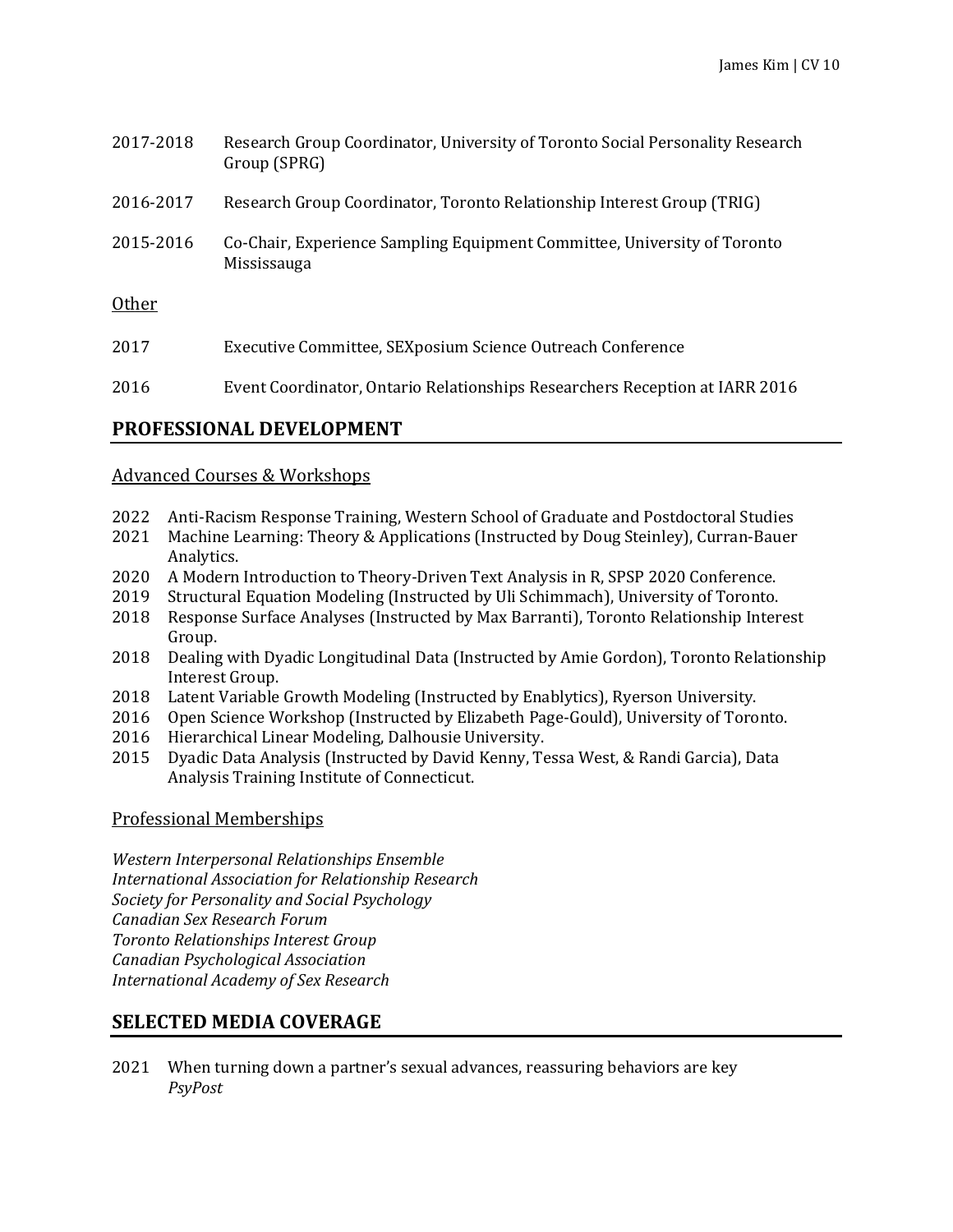2017-2018 Research Group Coordinator, University of Toronto Social Personality Research Group (SPRG)

2016-2017 Research Group Coordinator, Toronto Relationship Interest Group (TRIG)

2015-2016 Co-Chair, Experience Sampling Equipment Committee, University of Toronto Mississauga

<u>Other</u>

2017 Executive Committee, SEXposium Science Outreach Conference

2016 Event Coordinator, Ontario Relationships Researchers Reception at IARR 2016

## PROFESSIONAL DEVELOPMENT

<u>Advanced Courses & Workshops</u>

2022 Anti-Racism Response Training, Western School of Graduate and Postdoctoral Studies
2021 Machine Learning: Theory & Applications (Instructed by Doug Steinley), Curran-Bauer Analytics.
2020 A Modern Introduction to Theory-Driven Text Analysis in R, SPSP 2020 Conference.
2019 Structural Equation Modeling (Instructed by Uli Schimmach), University of Toronto.
2018 Response Surface Analyses (Instructed by Max Barranti), Toronto Relationship Interest Group.
2018 Dealing with Dyadic Longitudinal Data (Instructed by Amie Gordon), Toronto Relationship Interest Group.
2018 Latent Variable Growth Modeling (Instructed by Enablytics), Ryerson University.
2016 Open Science Workshop (Instructed by Elizabeth Page-Gould), University of Toronto.
2016 Hierarchical Linear Modeling, Dalhousie University.
2015 Dyadic Data Analysis (Instructed by David Kenny, Tessa West, & Randi Garcia), Data Analysis Training Institute of Connecticut.

<u>Professional Memberships</u>

*Western Interpersonal Relationships Ensemble*
*International Association for Relationship Research*
*Society for Personality and Social Psychology*
*Canadian Sex Research Forum*
*Toronto Relationships Interest Group*
*Canadian Psychological Association*
*International Academy of Sex Research*

## SELECTED MEDIA COVERAGE

2021 When turning down a partner's sexual advances, reassuring behaviors are key
*PsyPost*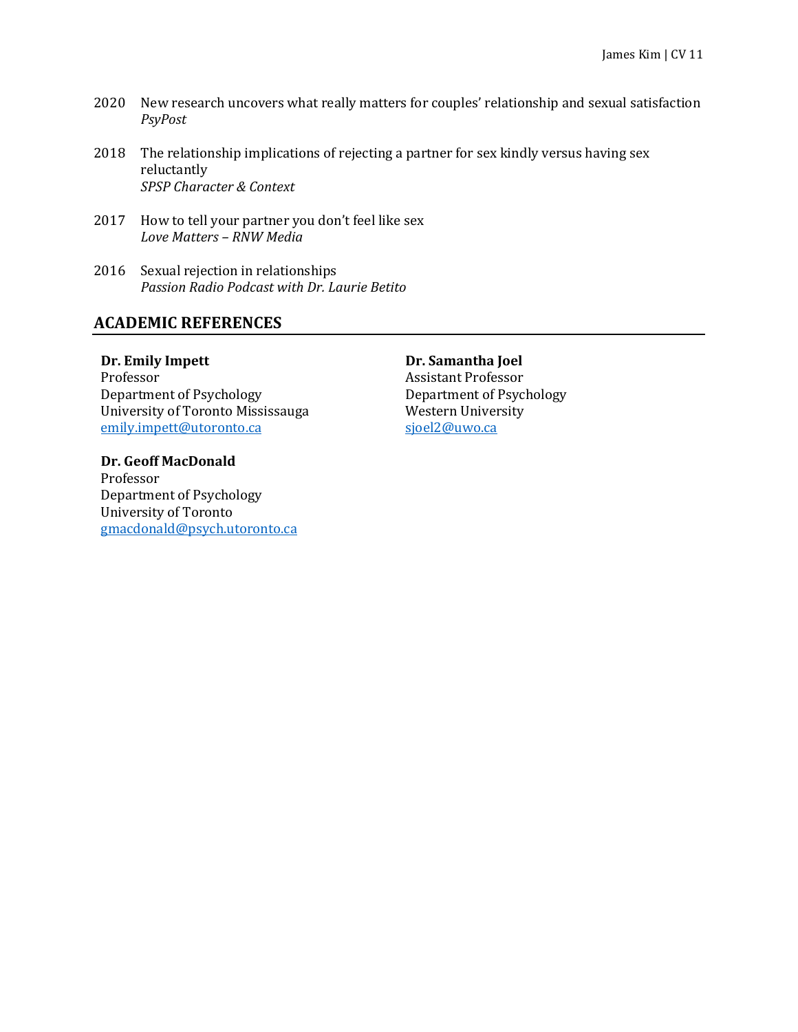2020 New research uncovers what really matters for couples' relationship and sexual satisfaction
*PsyPost*

2018 The relationship implications of rejecting a partner for sex kindly versus having sex reluctantly
*SPSP Character & Context*

2017 How to tell your partner you don't feel like sex
*Love Matters – RNW Media*

2016 Sexual rejection in relationships
*Passion Radio Podcast with Dr. Laurie Betito*

## ACADEMIC REFERENCES

**Dr. Emily Impett**
Professor
Department of Psychology
University of Toronto Mississauga
emily.impett@utoronto.ca

**Dr. Geoff MacDonald**
Professor
Department of Psychology
University of Toronto
gmacdonald@psych.utoronto.ca

**Dr. Samantha Joel**
Assistant Professor
Department of Psychology
Western University
sjoel2@uwo.ca